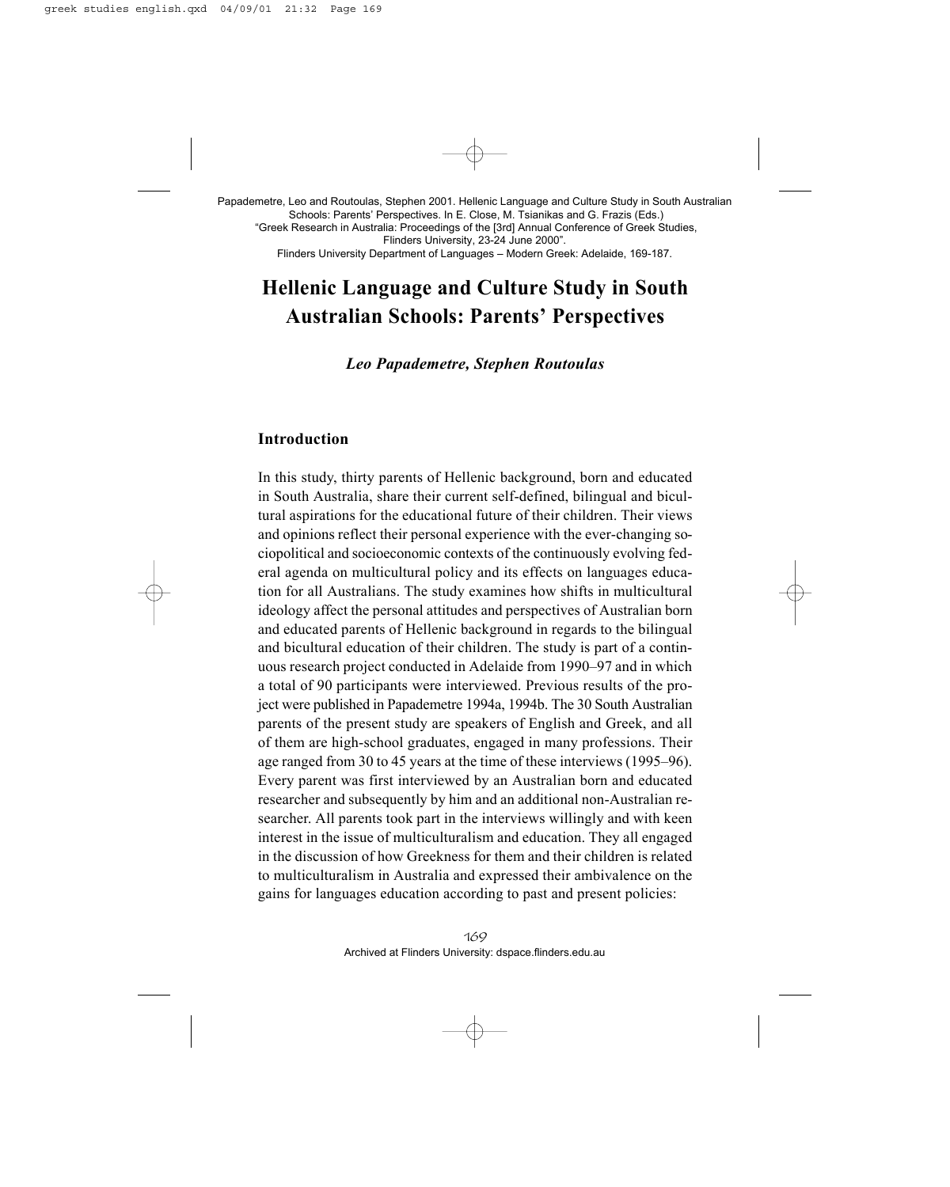Papademetre, Leo and Routoulas, Stephen 2001. Hellenic Language and Culture Study in South Australian Schools: Parents' Perspectives. In E. Close, M. Tsianikas and G. Frazis (Eds.) "Greek Research in Australia: Proceedings of the [3rd] Annual Conference of Greek Studies, Flinders University, 23-24 June 2000". Flinders University Department of Languages – Modern Greek: Adelaide, 169-187.

# Hellenic Language and Culture Study in South Australian Schools: Parents' Perspectives

***Leo Papademetre, Stephen Routoulas***

## Introduction

In this study, thirty parents of Hellenic background, born and educated in South Australia, share their current self-defined, bilingual and bicultural aspirations for the educational future of their children. Their views and opinions reflect their personal experience with the ever-changing sociopolitical and socioeconomic contexts of the continuously evolving federal agenda on multicultural policy and its effects on languages education for all Australians. The study examines how shifts in multicultural ideology affect the personal attitudes and perspectives of Australian born and educated parents of Hellenic background in regards to the bilingual and bicultural education of their children. The study is part of a continuous research project conducted in Adelaide from 1990–97 and in which a total of 90 participants were interviewed. Previous results of the project were published in Papademetre 1994a, 1994b. The 30 South Australian parents of the present study are speakers of English and Greek, and all of them are high-school graduates, engaged in many professions. Their age ranged from 30 to 45 years at the time of these interviews (1995–96). Every parent was first interviewed by an Australian born and educated researcher and subsequently by him and an additional non-Australian researcher. All parents took part in the interviews willingly and with keen interest in the issue of multiculturalism and education. They all engaged in the discussion of how Greekness for them and their children is related to multiculturalism in Australia and expressed their ambivalence on the gains for languages education according to past and present policies: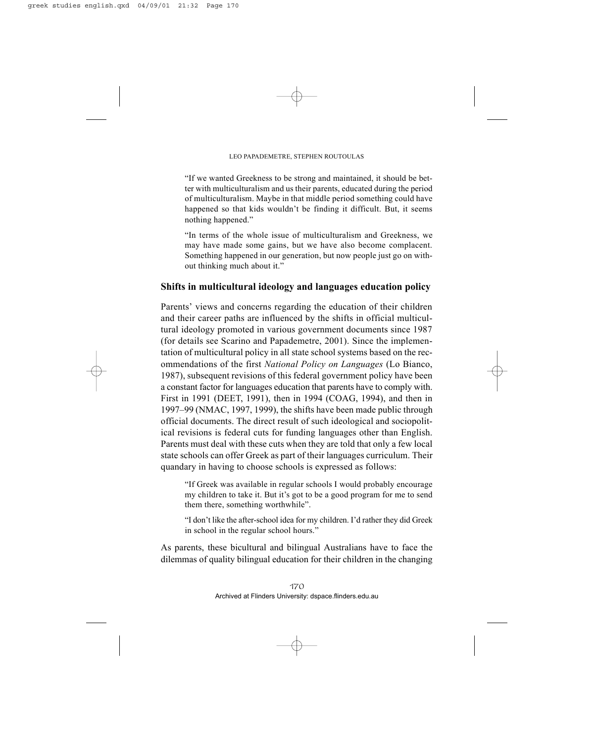"If we wanted Greekness to be strong and maintained, it should be better with multiculturalism and us their parents, educated during the period of multiculturalism. Maybe in that middle period something could have happened so that kids wouldn't be finding it difficult. But, it seems nothing happened."

"In terms of the whole issue of multiculturalism and Greekness, we may have made some gains, but we have also become complacent. Something happened in our generation, but now people just go on without thinking much about it."

## Shifts in multicultural ideology and languages education policy

Parents' views and concerns regarding the education of their children and their career paths are influenced by the shifts in official multicultural ideology promoted in various government documents since 1987 (for details see Scarino and Papademetre, 2001). Since the implementation of multicultural policy in all state school systems based on the recommendations of the first *National Policy on Languages* (Lo Bianco, 1987), subsequent revisions of this federal government policy have been a constant factor for languages education that parents have to comply with. First in 1991 (DEET, 1991), then in 1994 (COAG, 1994), and then in 1997–99 (NMAC, 1997, 1999), the shifts have been made public through official documents. The direct result of such ideological and sociopolitical revisions is federal cuts for funding languages other than English. Parents must deal with these cuts when they are told that only a few local state schools can offer Greek as part of their languages curriculum. Their quandary in having to choose schools is expressed as follows:

"If Greek was available in regular schools I would probably encourage my children to take it. But it's got to be a good program for me to send them there, something worthwhile".

"I don't like the after-school idea for my children. I'd rather they did Greek in school in the regular school hours."

As parents, these bicultural and bilingual Australians have to face the dilemmas of quality bilingual education for their children in the changing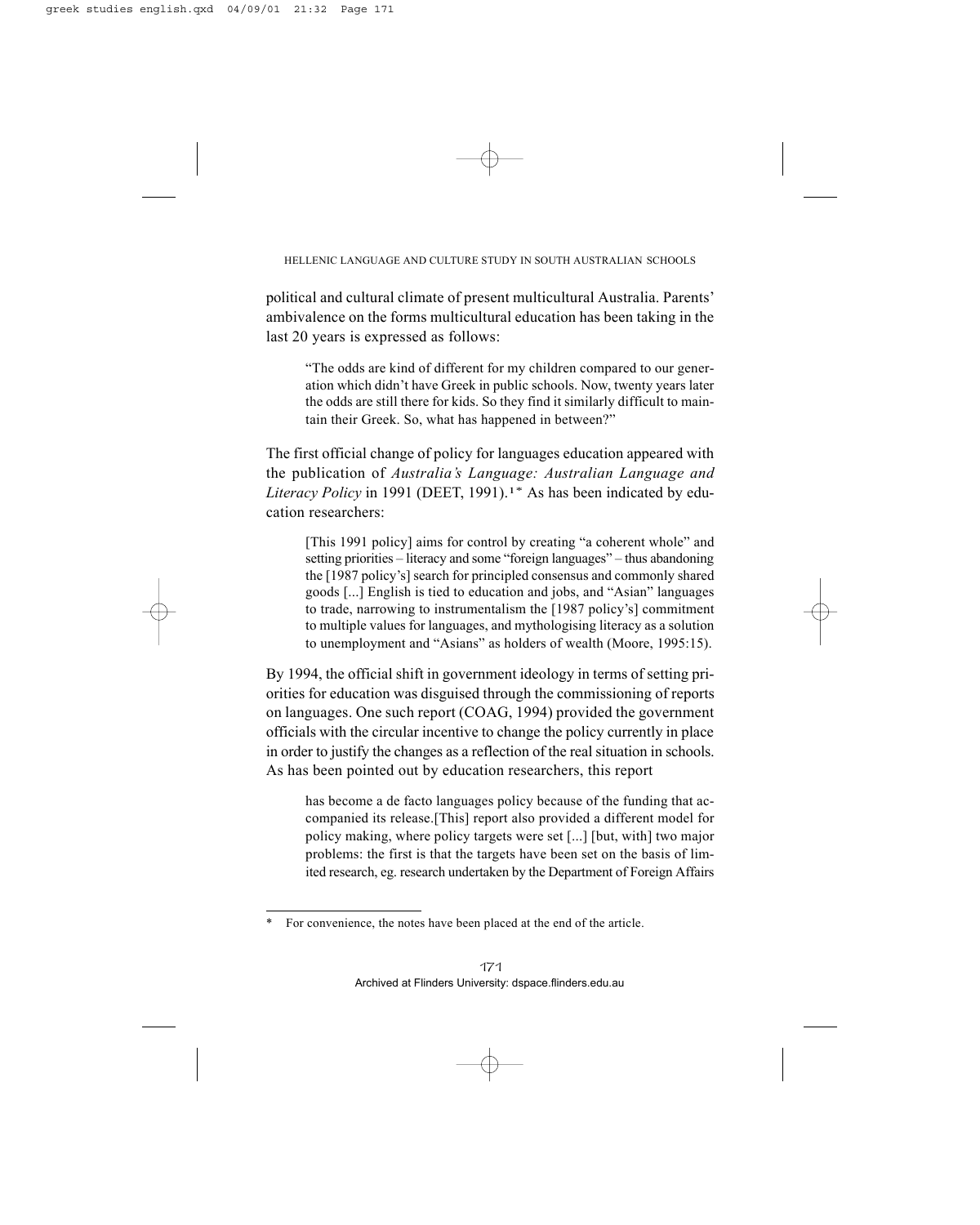political and cultural climate of present multicultural Australia. Parents' ambivalence on the forms multicultural education has been taking in the last 20 years is expressed as follows:

> "The odds are kind of different for my children compared to our generation which didn't have Greek in public schools. Now, twenty years later the odds are still there for kids. So they find it similarly difficult to maintain their Greek. So, what has happened in between?"

The first official change of policy for languages education appeared with the publication of *Australia's Language: Australian Language and Literacy Policy* in 1991 (DEET, 1991).[1*] As has been indicated by education researchers:

> [This 1991 policy] aims for control by creating "a coherent whole" and setting priorities – literacy and some "foreign languages" – thus abandoning the [1987 policy's] search for principled consensus and commonly shared goods [...] English is tied to education and jobs, and "Asian" languages to trade, narrowing to instrumentalism the [1987 policy's] commitment to multiple values for languages, and mythologising literacy as a solution to unemployment and "Asians" as holders of wealth (Moore, 1995:15).

By 1994, the official shift in government ideology in terms of setting priorities for education was disguised through the commissioning of reports on languages. One such report (COAG, 1994) provided the government officials with the circular incentive to change the policy currently in place in order to justify the changes as a reflection of the real situation in schools. As has been pointed out by education researchers, this report

> has become a de facto languages policy because of the funding that accompanied its release.[This] report also provided a different model for policy making, where policy targets were set [...] [but, with] two major problems: the first is that the targets have been set on the basis of limited research, eg. research undertaken by the Department of Foreign Affairs

---

\* For convenience, the notes have been placed at the end of the article.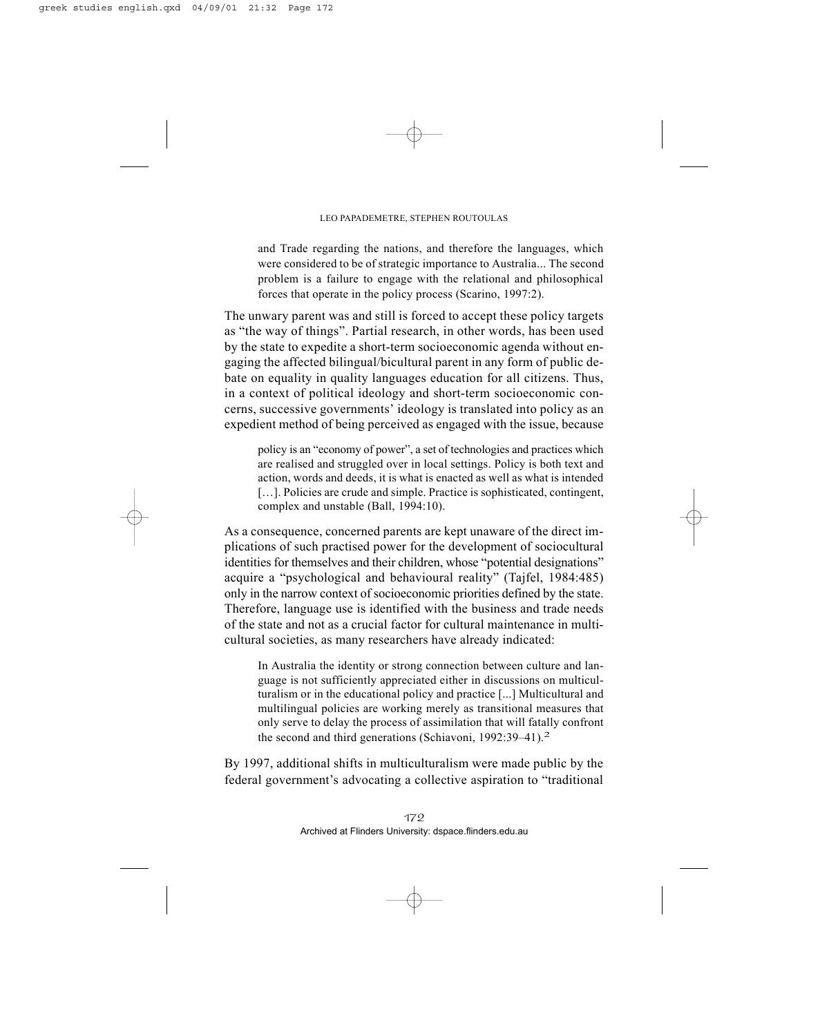> and Trade regarding the nations, and therefore the languages, which were considered to be of strategic importance to Australia... The second problem is a failure to engage with the relational and philosophical forces that operate in the policy process (Scarino, 1997:2).

The unwary parent was and still is forced to accept these policy targets as "the way of things". Partial research, in other words, has been used by the state to expedite a short-term socioeconomic agenda without engaging the affected bilingual/bicultural parent in any form of public debate on equality in quality languages education for all citizens. Thus, in a context of political ideology and short-term socioeconomic concerns, successive governments' ideology is translated into policy as an expedient method of being perceived as engaged with the issue, because

> policy is an "economy of power", a set of technologies and practices which are realised and struggled over in local settings. Policy is both text and action, words and deeds, it is what is enacted as well as what is intended [...]. Policies are crude and simple. Practice is sophisticated, contingent, complex and unstable (Ball, 1994:10).

As a consequence, concerned parents are kept unaware of the direct implications of such practised power for the development of sociocultural identities for themselves and their children, whose "potential designations" acquire a "psychological and behavioural reality" (Tajfel, 1984:485) only in the narrow context of socioeconomic priorities defined by the state. Therefore, language use is identified with the business and trade needs of the state and not as a crucial factor for cultural maintenance in multicultural societies, as many researchers have already indicated:

> In Australia the identity or strong connection between culture and language is not sufficiently appreciated either in discussions on multiculturalism or in the educational policy and practice [...] Multicultural and multilingual policies are working merely as transitional measures that only serve to delay the process of assimilation that will fatally confront the second and third generations (Schiavoni, 1992:39–41).[2]

By 1997, additional shifts in multiculturalism were made public by the federal government's advocating a collective aspiration to "traditional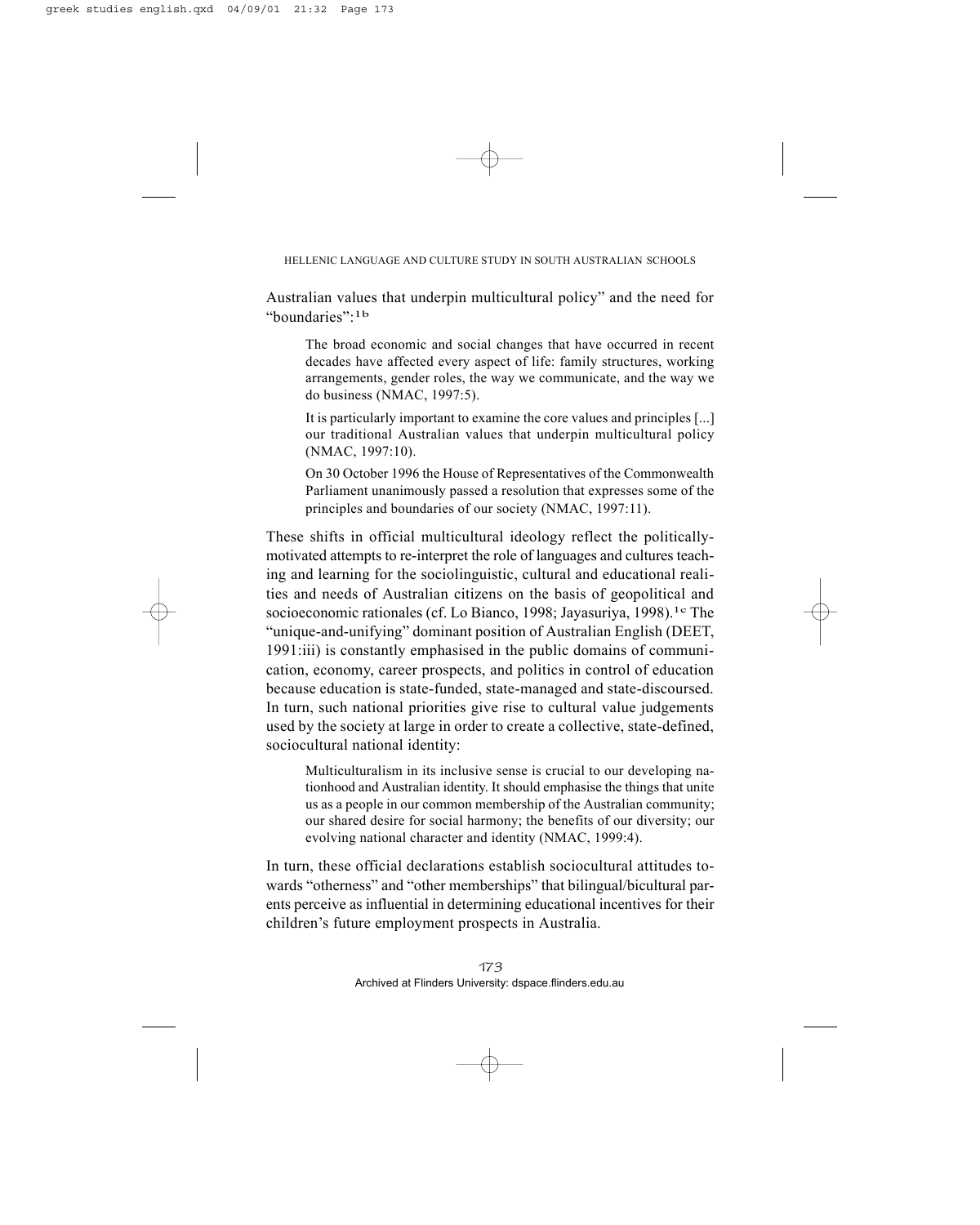Australian values that underpin multicultural policy" and the need for "boundaries":[1b]

> The broad economic and social changes that have occurred in recent decades have affected every aspect of life: family structures, working arrangements, gender roles, the way we communicate, and the way we do business (NMAC, 1997:5).
>
> It is particularly important to examine the core values and principles [...] our traditional Australian values that underpin multicultural policy (NMAC, 1997:10).
>
> On 30 October 1996 the House of Representatives of the Commonwealth Parliament unanimously passed a resolution that expresses some of the principles and boundaries of our society (NMAC, 1997:11).

These shifts in official multicultural ideology reflect the politically-motivated attempts to re-interpret the role of languages and cultures teaching and learning for the sociolinguistic, cultural and educational realities and needs of Australian citizens on the basis of geopolitical and socioeconomic rationales (cf. Lo Bianco, 1998; Jayasuriya, 1998).[1c] The "unique-and-unifying" dominant position of Australian English (DEET, 1991:iii) is constantly emphasised in the public domains of communication, economy, career prospects, and politics in control of education because education is state-funded, state-managed and state-discoursed. In turn, such national priorities give rise to cultural value judgements used by the society at large in order to create a collective, state-defined, sociocultural national identity:

> Multiculturalism in its inclusive sense is crucial to our developing nationhood and Australian identity. It should emphasise the things that unite us as a people in our common membership of the Australian community; our shared desire for social harmony; the benefits of our diversity; our evolving national character and identity (NMAC, 1999:4).

In turn, these official declarations establish sociocultural attitudes towards "otherness" and "other memberships" that bilingual/bicultural parents perceive as influential in determining educational incentives for their children's future employment prospects in Australia.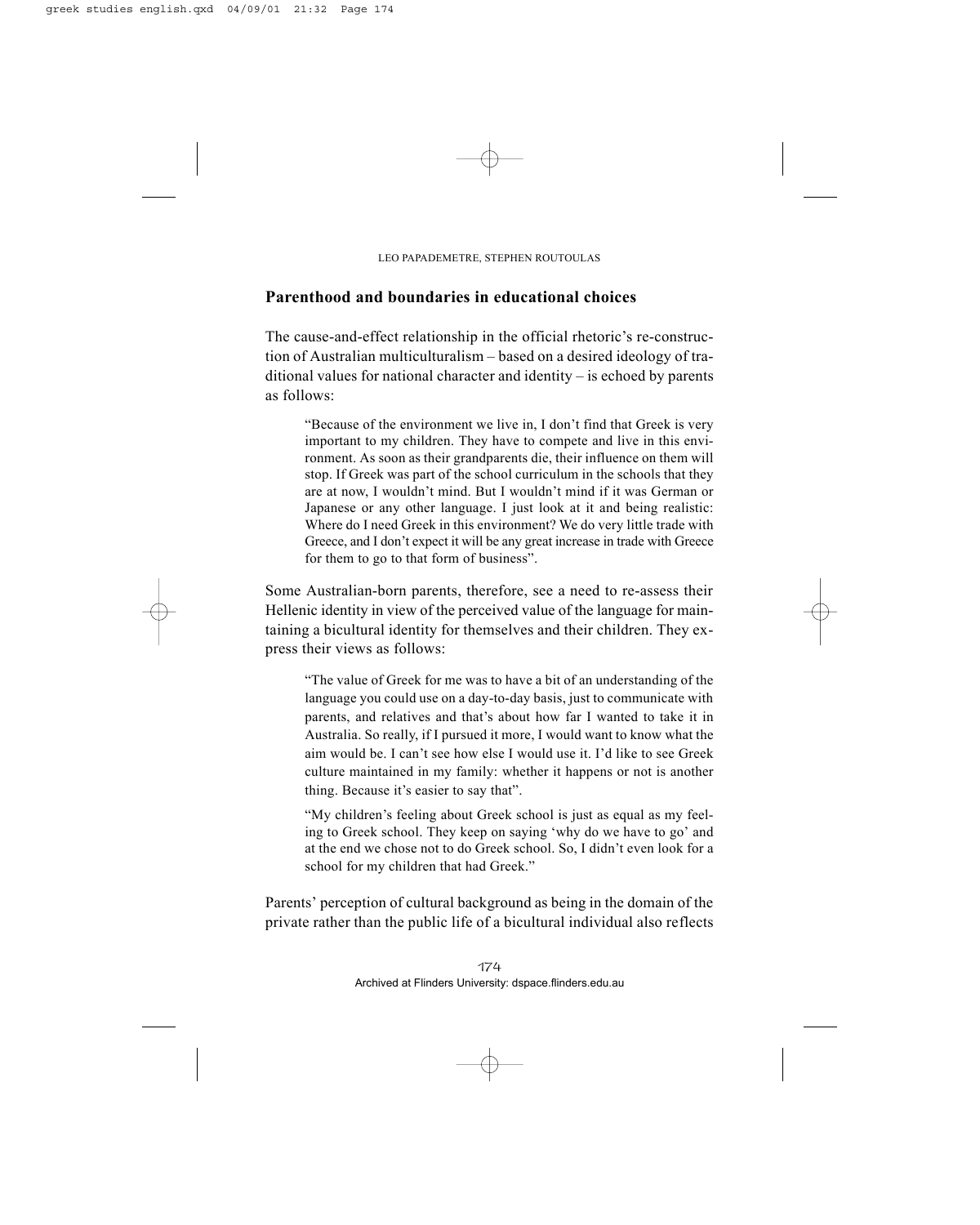## Parenthood and boundaries in educational choices

The cause-and-effect relationship in the official rhetoric's re-construction of Australian multiculturalism – based on a desired ideology of traditional values for national character and identity – is echoed by parents as follows:

> "Because of the environment we live in, I don't find that Greek is very important to my children. They have to compete and live in this environment. As soon as their grandparents die, their influence on them will stop. If Greek was part of the school curriculum in the schools that they are at now, I wouldn't mind. But I wouldn't mind if it was German or Japanese or any other language. I just look at it and being realistic: Where do I need Greek in this environment? We do very little trade with Greece, and I don't expect it will be any great increase in trade with Greece for them to go to that form of business".

Some Australian-born parents, therefore, see a need to re-assess their Hellenic identity in view of the perceived value of the language for maintaining a bicultural identity for themselves and their children. They express their views as follows:

> "The value of Greek for me was to have a bit of an understanding of the language you could use on a day-to-day basis, just to communicate with parents, and relatives and that's about how far I wanted to take it in Australia. So really, if I pursued it more, I would want to know what the aim would be. I can't see how else I would use it. I'd like to see Greek culture maintained in my family: whether it happens or not is another thing. Because it's easier to say that".

> "My children's feeling about Greek school is just as equal as my feeling to Greek school. They keep on saying 'why do we have to go' and at the end we chose not to do Greek school. So, I didn't even look for a school for my children that had Greek."

Parents' perception of cultural background as being in the domain of the private rather than the public life of a bicultural individual also reflects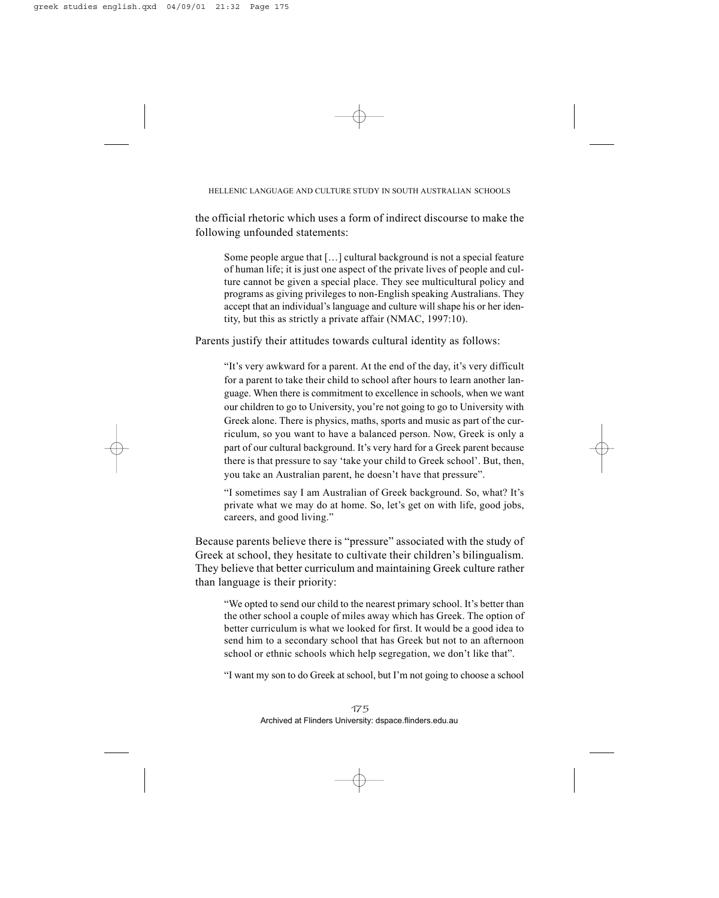the official rhetoric which uses a form of indirect discourse to make the following unfounded statements:

> Some people argue that […] cultural background is not a special feature of human life; it is just one aspect of the private lives of people and culture cannot be given a special place. They see multicultural policy and programs as giving privileges to non-English speaking Australians. They accept that an individual's language and culture will shape his or her identity, but this as strictly a private affair (NMAC, 1997:10).

Parents justify their attitudes towards cultural identity as follows:

> "It's very awkward for a parent. At the end of the day, it's very difficult for a parent to take their child to school after hours to learn another language. When there is commitment to excellence in schools, when we want our children to go to University, you're not going to go to University with Greek alone. There is physics, maths, sports and music as part of the curriculum, so you want to have a balanced person. Now, Greek is only a part of our cultural background. It's very hard for a Greek parent because there is that pressure to say 'take your child to Greek school'. But, then, you take an Australian parent, he doesn't have that pressure".

> "I sometimes say I am Australian of Greek background. So, what? It's private what we may do at home. So, let's get on with life, good jobs, careers, and good living."

Because parents believe there is "pressure" associated with the study of Greek at school, they hesitate to cultivate their children's bilingualism. They believe that better curriculum and maintaining Greek culture rather than language is their priority:

> "We opted to send our child to the nearest primary school. It's better than the other school a couple of miles away which has Greek. The option of better curriculum is what we looked for first. It would be a good idea to send him to a secondary school that has Greek but not to an afternoon school or ethnic schools which help segregation, we don't like that".

> "I want my son to do Greek at school, but I'm not going to choose a school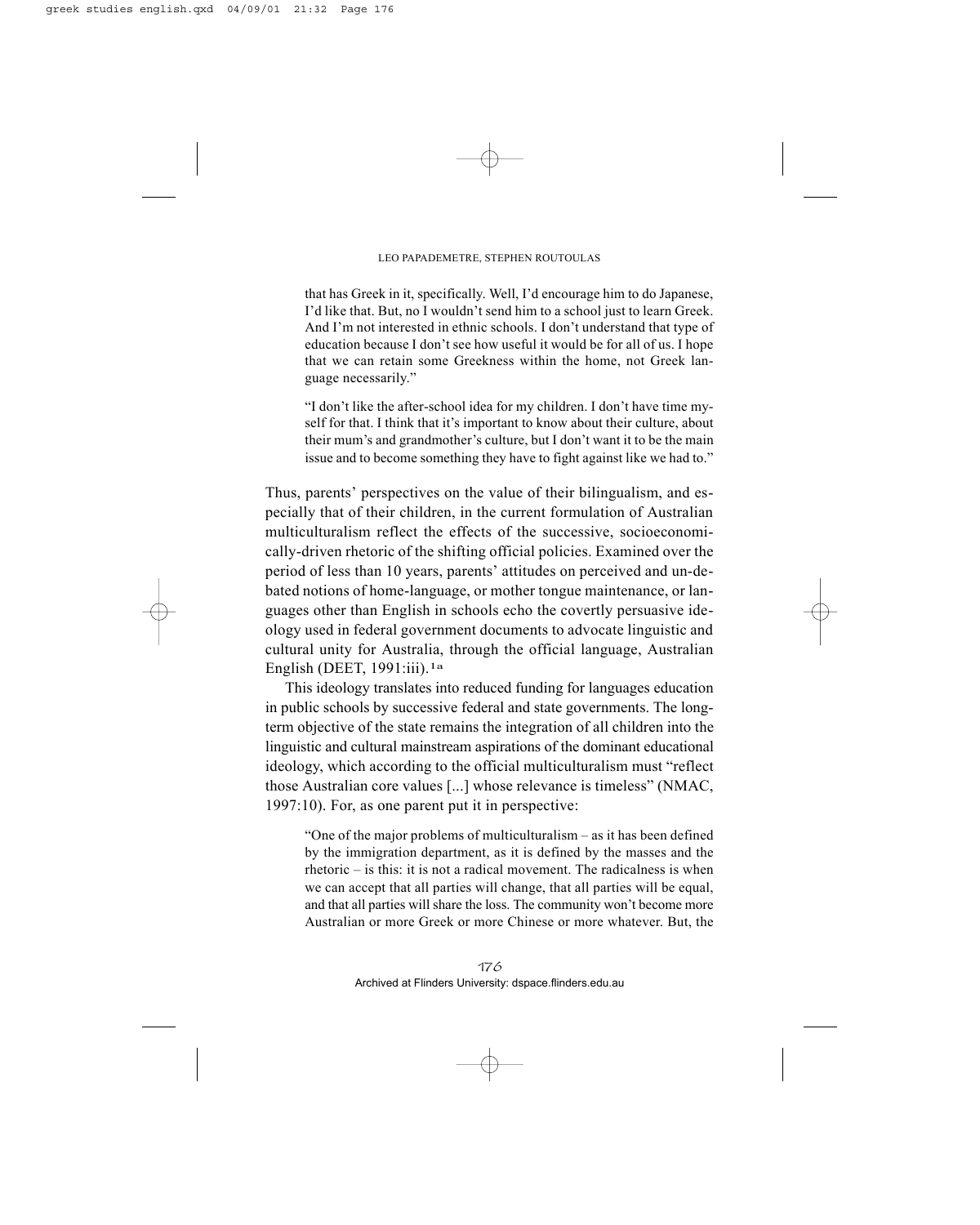> that has Greek in it, specifically. Well, I'd encourage him to do Japanese, I'd like that. But, no I wouldn't send him to a school just to learn Greek. And I'm not interested in ethnic schools. I don't understand that type of education because I don't see how useful it would be for all of us. I hope that we can retain some Greekness within the home, not Greek language necessarily."

> "I don't like the after-school idea for my children. I don't have time myself for that. I think that it's important to know about their culture, about their mum's and grandmother's culture, but I don't want it to be the main issue and to become something they have to fight against like we had to."

Thus, parents' perspectives on the value of their bilingualism, and especially that of their children, in the current formulation of Australian multiculturalism reflect the effects of the successive, socioeconomically-driven rhetoric of the shifting official policies. Examined over the period of less than 10 years, parents' attitudes on perceived and un-debated notions of home-language, or mother tongue maintenance, or languages other than English in schools echo the covertly persuasive ideology used in federal government documents to advocate linguistic and cultural unity for Australia, through the official language, Australian English (DEET, 1991:iii).[1a]

This ideology translates into reduced funding for languages education in public schools by successive federal and state governments. The long-term objective of the state remains the integration of all children into the linguistic and cultural mainstream aspirations of the dominant educational ideology, which according to the official multiculturalism must "reflect those Australian core values [...] whose relevance is timeless" (NMAC, 1997:10). For, as one parent put it in perspective:

> "One of the major problems of multiculturalism – as it has been defined by the immigration department, as it is defined by the masses and the rhetoric – is this: it is not a radical movement. The radicalness is when we can accept that all parties will change, that all parties will be equal, and that all parties will share the loss. The community won't become more Australian or more Greek or more Chinese or more whatever. But, the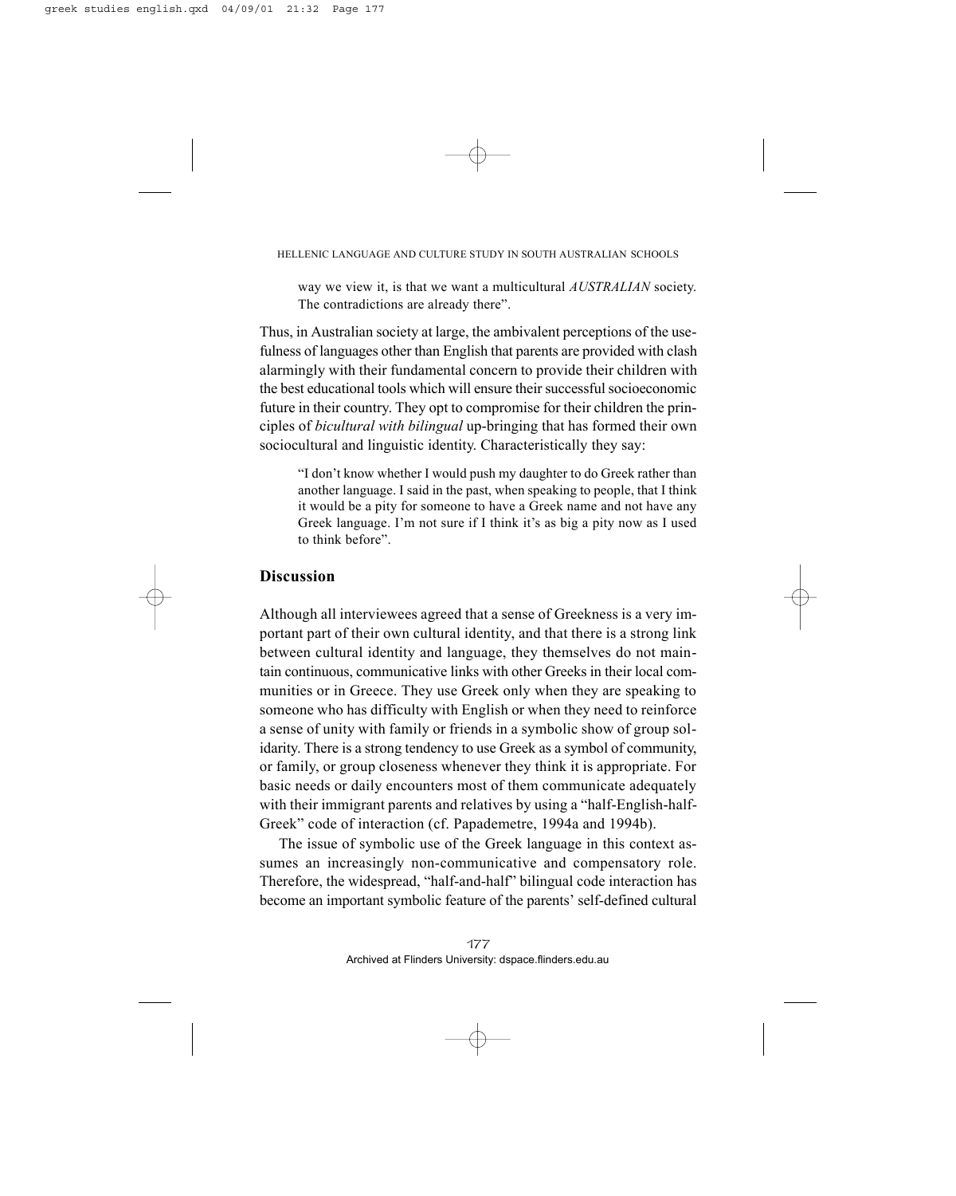> way we view it, is that we want a multicultural *AUSTRALIAN* society. The contradictions are already there".

Thus, in Australian society at large, the ambivalent perceptions of the usefulness of languages other than English that parents are provided with clash alarmingly with their fundamental concern to provide their children with the best educational tools which will ensure their successful socioeconomic future in their country. They opt to compromise for their children the principles of *bicultural with bilingual* up-bringing that has formed their own sociocultural and linguistic identity. Characteristically they say:

> "I don't know whether I would push my daughter to do Greek rather than another language. I said in the past, when speaking to people, that I think it would be a pity for someone to have a Greek name and not have any Greek language. I'm not sure if I think it's as big a pity now as I used to think before".

## Discussion

Although all interviewees agreed that a sense of Greekness is a very important part of their own cultural identity, and that there is a strong link between cultural identity and language, they themselves do not maintain continuous, communicative links with other Greeks in their local communities or in Greece. They use Greek only when they are speaking to someone who has difficulty with English or when they need to reinforce a sense of unity with family or friends in a symbolic show of group solidarity. There is a strong tendency to use Greek as a symbol of community, or family, or group closeness whenever they think it is appropriate. For basic needs or daily encounters most of them communicate adequately with their immigrant parents and relatives by using a "half-English-half-Greek" code of interaction (cf. Papademetre, 1994a and 1994b).

The issue of symbolic use of the Greek language in this context assumes an increasingly non-communicative and compensatory role. Therefore, the widespread, "half-and-half" bilingual code interaction has become an important symbolic feature of the parents' self-defined cultural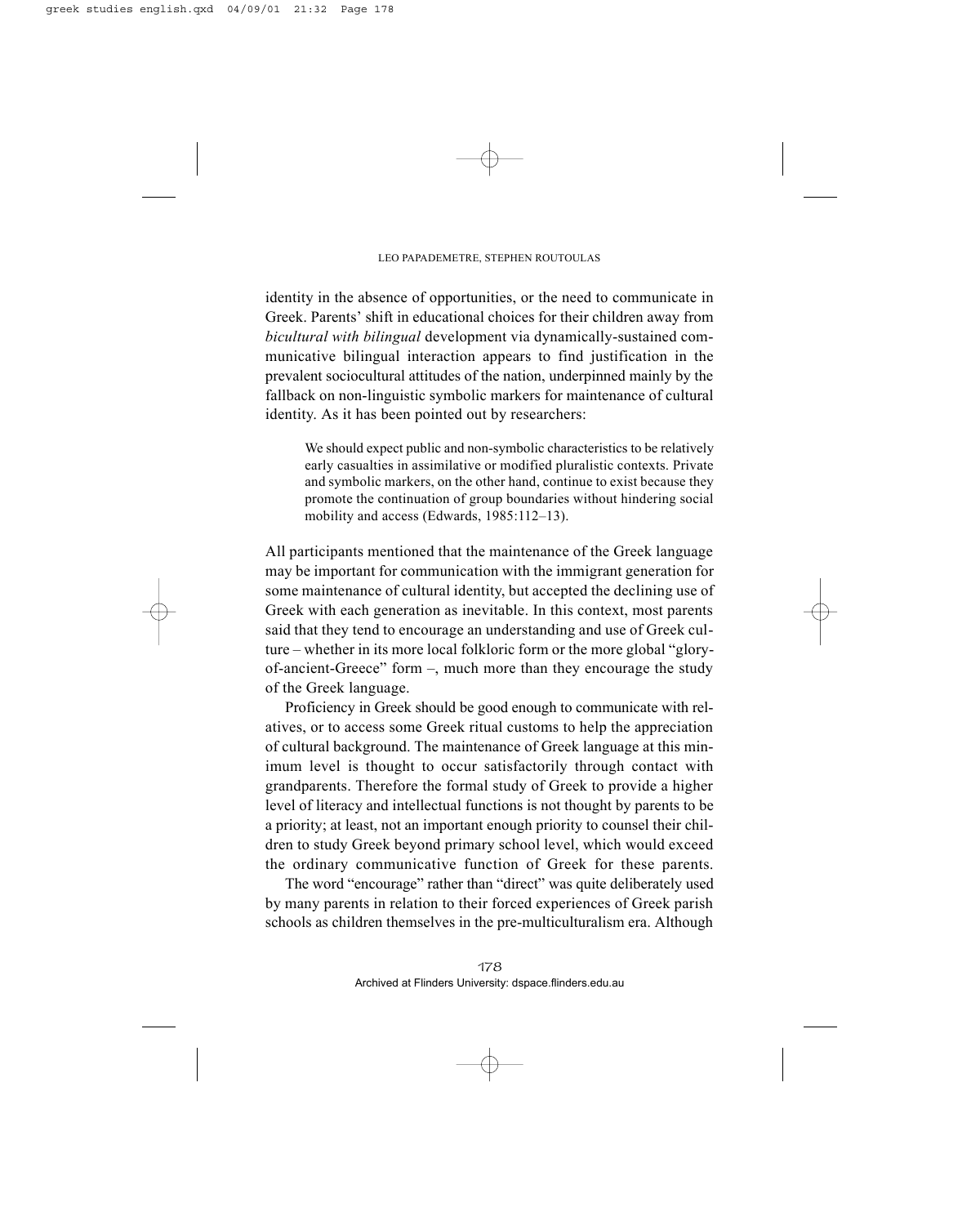identity in the absence of opportunities, or the need to communicate in Greek. Parents' shift in educational choices for their children away from *bicultural with bilingual* development via dynamically-sustained communicative bilingual interaction appears to find justification in the prevalent sociocultural attitudes of the nation, underpinned mainly by the fallback on non-linguistic symbolic markers for maintenance of cultural identity. As it has been pointed out by researchers:

> We should expect public and non-symbolic characteristics to be relatively early casualties in assimilative or modified pluralistic contexts. Private and symbolic markers, on the other hand, continue to exist because they promote the continuation of group boundaries without hindering social mobility and access (Edwards, 1985:112–13).

All participants mentioned that the maintenance of the Greek language may be important for communication with the immigrant generation for some maintenance of cultural identity, but accepted the declining use of Greek with each generation as inevitable. In this context, most parents said that they tend to encourage an understanding and use of Greek culture – whether in its more local folkloric form or the more global "glory-of-ancient-Greece" form –, much more than they encourage the study of the Greek language.

Proficiency in Greek should be good enough to communicate with relatives, or to access some Greek ritual customs to help the appreciation of cultural background. The maintenance of Greek language at this minimum level is thought to occur satisfactorily through contact with grandparents. Therefore the formal study of Greek to provide a higher level of literacy and intellectual functions is not thought by parents to be a priority; at least, not an important enough priority to counsel their children to study Greek beyond primary school level, which would exceed the ordinary communicative function of Greek for these parents.

The word "encourage" rather than "direct" was quite deliberately used by many parents in relation to their forced experiences of Greek parish schools as children themselves in the pre-multiculturalism era. Although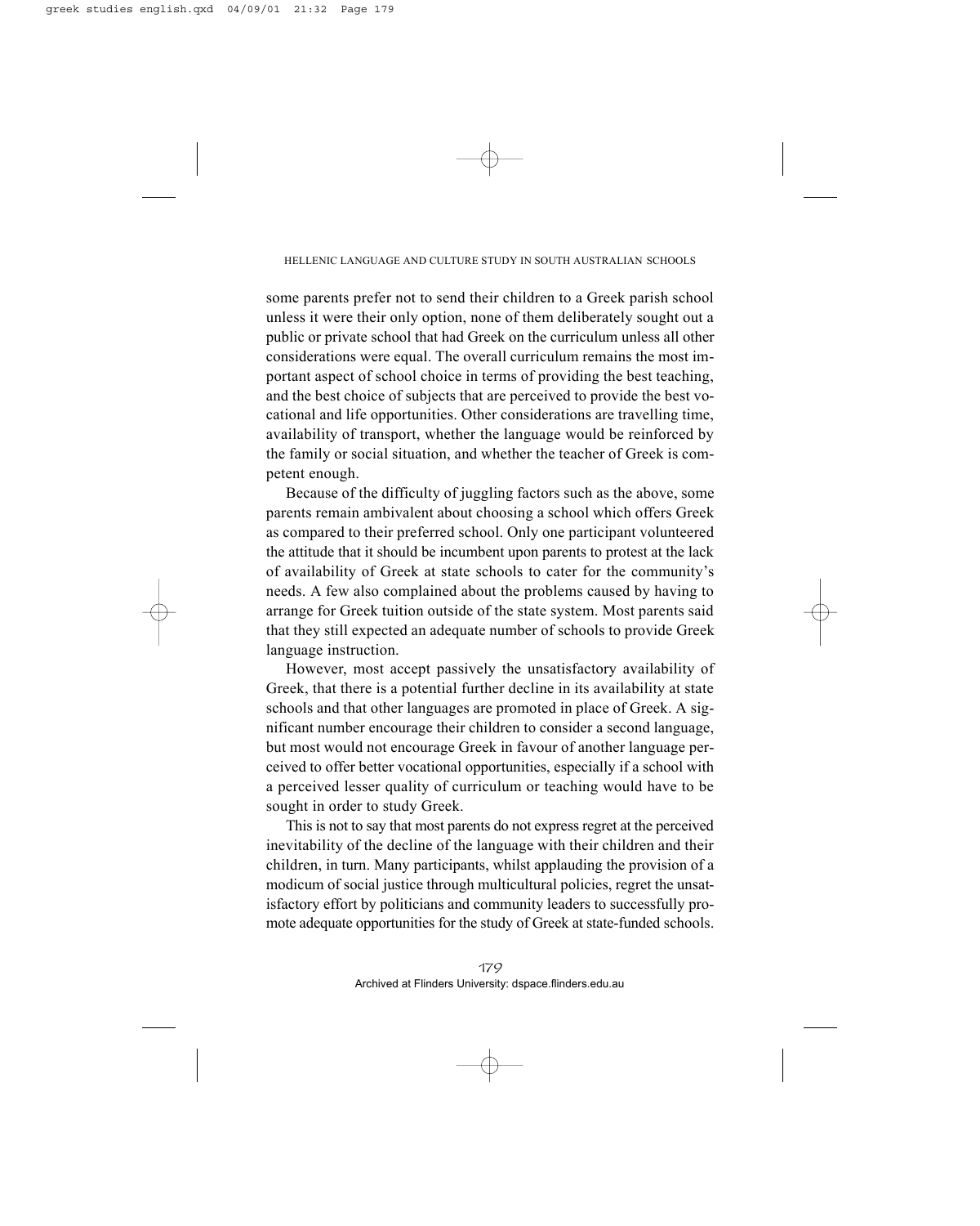some parents prefer not to send their children to a Greek parish school unless it were their only option, none of them deliberately sought out a public or private school that had Greek on the curriculum unless all other considerations were equal. The overall curriculum remains the most important aspect of school choice in terms of providing the best teaching, and the best choice of subjects that are perceived to provide the best vocational and life opportunities. Other considerations are travelling time, availability of transport, whether the language would be reinforced by the family or social situation, and whether the teacher of Greek is competent enough.

Because of the difficulty of juggling factors such as the above, some parents remain ambivalent about choosing a school which offers Greek as compared to their preferred school. Only one participant volunteered the attitude that it should be incumbent upon parents to protest at the lack of availability of Greek at state schools to cater for the community's needs. A few also complained about the problems caused by having to arrange for Greek tuition outside of the state system. Most parents said that they still expected an adequate number of schools to provide Greek language instruction.

However, most accept passively the unsatisfactory availability of Greek, that there is a potential further decline in its availability at state schools and that other languages are promoted in place of Greek. A significant number encourage their children to consider a second language, but most would not encourage Greek in favour of another language perceived to offer better vocational opportunities, especially if a school with a perceived lesser quality of curriculum or teaching would have to be sought in order to study Greek.

This is not to say that most parents do not express regret at the perceived inevitability of the decline of the language with their children and their children, in turn. Many participants, whilst applauding the provision of a modicum of social justice through multicultural policies, regret the unsatisfactory effort by politicians and community leaders to successfully promote adequate opportunities for the study of Greek at state-funded schools.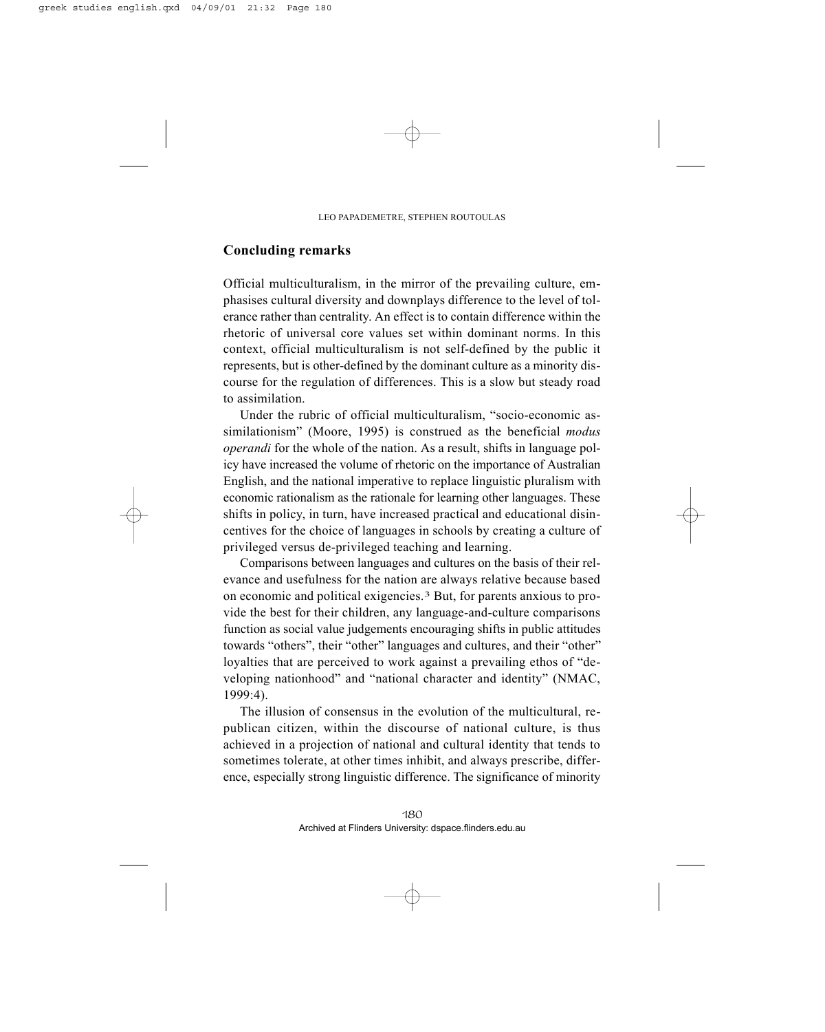## Concluding remarks

Official multiculturalism, in the mirror of the prevailing culture, emphasises cultural diversity and downplays difference to the level of tolerance rather than centrality. An effect is to contain difference within the rhetoric of universal core values set within dominant norms. In this context, official multiculturalism is not self-defined by the public it represents, but is other-defined by the dominant culture as a minority discourse for the regulation of differences. This is a slow but steady road to assimilation.

Under the rubric of official multiculturalism, "socio-economic assimilationism" (Moore, 1995) is construed as the beneficial *modus operandi* for the whole of the nation. As a result, shifts in language policy have increased the volume of rhetoric on the importance of Australian English, and the national imperative to replace linguistic pluralism with economic rationalism as the rationale for learning other languages. These shifts in policy, in turn, have increased practical and educational disincentives for the choice of languages in schools by creating a culture of privileged versus de-privileged teaching and learning.

Comparisons between languages and cultures on the basis of their relevance and usefulness for the nation are always relative because based on economic and political exigencies.[3] But, for parents anxious to provide the best for their children, any language-and-culture comparisons function as social value judgements encouraging shifts in public attitudes towards "others", their "other" languages and cultures, and their "other" loyalties that are perceived to work against a prevailing ethos of "developing nationhood" and "national character and identity" (NMAC, 1999:4).

The illusion of consensus in the evolution of the multicultural, republican citizen, within the discourse of national culture, is thus achieved in a projection of national and cultural identity that tends to sometimes tolerate, at other times inhibit, and always prescribe, difference, especially strong linguistic difference. The significance of minority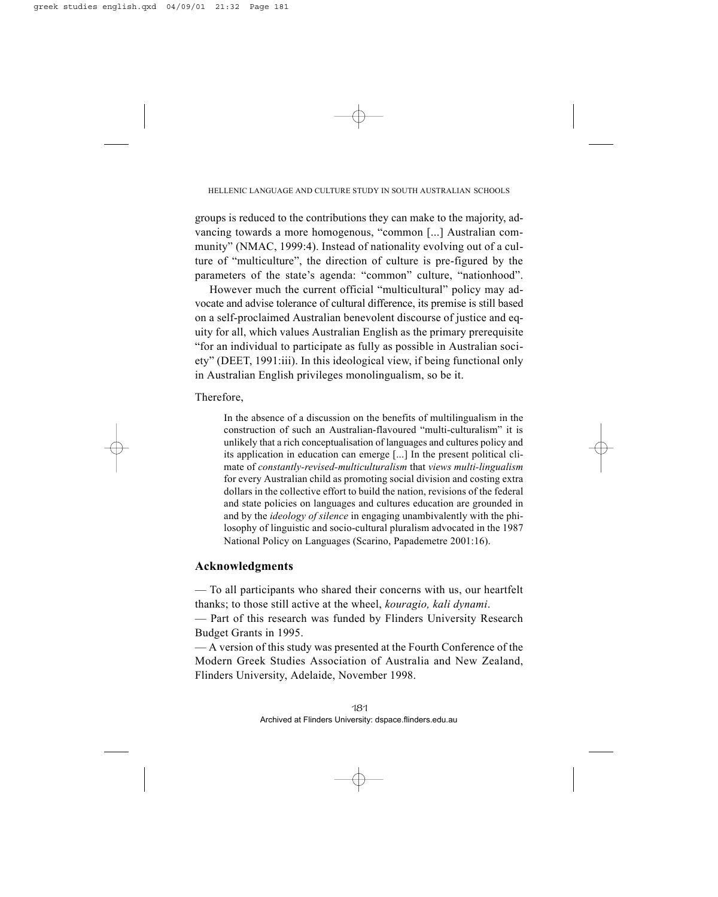groups is reduced to the contributions they can make to the majority, advancing towards a more homogenous, "common [...] Australian community" (NMAC, 1999:4). Instead of nationality evolving out of a culture of "multiculture", the direction of culture is pre-figured by the parameters of the state's agenda: "common" culture, "nationhood".

However much the current official "multicultural" policy may advocate and advise tolerance of cultural difference, its premise is still based on a self-proclaimed Australian benevolent discourse of justice and equity for all, which values Australian English as the primary prerequisite "for an individual to participate as fully as possible in Australian society" (DEET, 1991:iii). In this ideological view, if being functional only in Australian English privileges monolingualism, so be it.

Therefore,

> In the absence of a discussion on the benefits of multilingualism in the construction of such an Australian-flavoured "multi-culturalism" it is unlikely that a rich conceptualisation of languages and cultures policy and its application in education can emerge [...] In the present political climate of *constantly-revised-multiculturalism* that *views multi-lingualism* for every Australian child as promoting social division and costing extra dollars in the collective effort to build the nation, revisions of the federal and state policies on languages and cultures education are grounded in and by the *ideology of silence* in engaging unambivalently with the philosophy of linguistic and socio-cultural pluralism advocated in the 1987 National Policy on Languages (Scarino, Papademetre 2001:16).

## Acknowledgments

— To all participants who shared their concerns with us, our heartfelt thanks; to those still active at the wheel, *kouragio, kali dynami*.

— Part of this research was funded by Flinders University Research Budget Grants in 1995.

— A version of this study was presented at the Fourth Conference of the Modern Greek Studies Association of Australia and New Zealand, Flinders University, Adelaide, November 1998.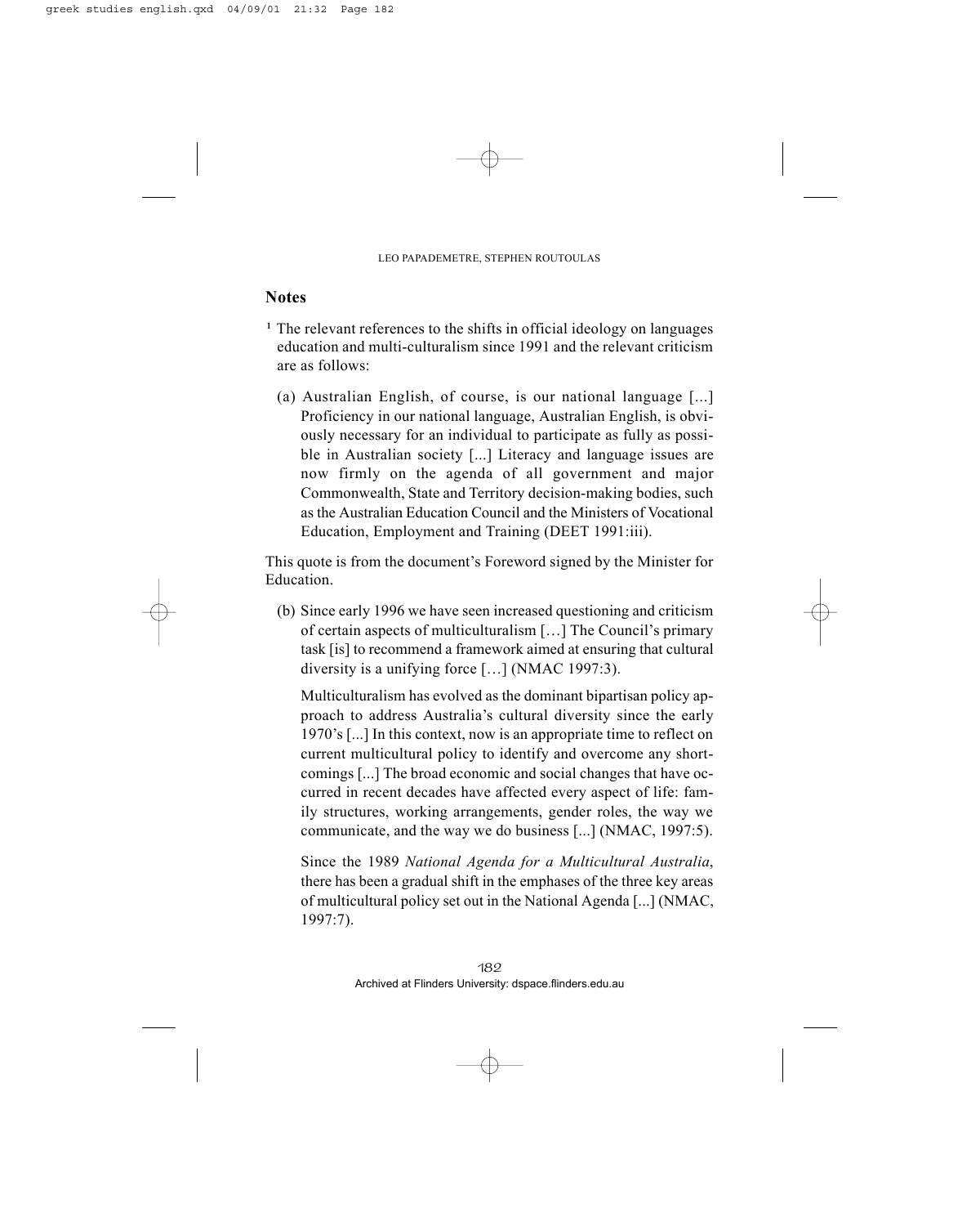## Notes

[1] The relevant references to the shifts in official ideology on languages education and multi-culturalism since 1991 and the relevant criticism are as follows:

(a) Australian English, of course, is our national language [...] Proficiency in our national language, Australian English, is obviously necessary for an individual to participate as fully as possible in Australian society [...] Literacy and language issues are now firmly on the agenda of all government and major Commonwealth, State and Territory decision-making bodies, such as the Australian Education Council and the Ministers of Vocational Education, Employment and Training (DEET 1991:iii).

This quote is from the document's Foreword signed by the Minister for Education.

(b) Since early 1996 we have seen increased questioning and criticism of certain aspects of multiculturalism […] The Council's primary task [is] to recommend a framework aimed at ensuring that cultural diversity is a unifying force […] (NMAC 1997:3).

Multiculturalism has evolved as the dominant bipartisan policy approach to address Australia's cultural diversity since the early 1970's [...] In this context, now is an appropriate time to reflect on current multicultural policy to identify and overcome any shortcomings [...] The broad economic and social changes that have occurred in recent decades have affected every aspect of life: family structures, working arrangements, gender roles, the way we communicate, and the way we do business [...] (NMAC, 1997:5).

Since the 1989 *National Agenda for a Multicultural Australia*, there has been a gradual shift in the emphases of the three key areas of multicultural policy set out in the National Agenda [...] (NMAC, 1997:7).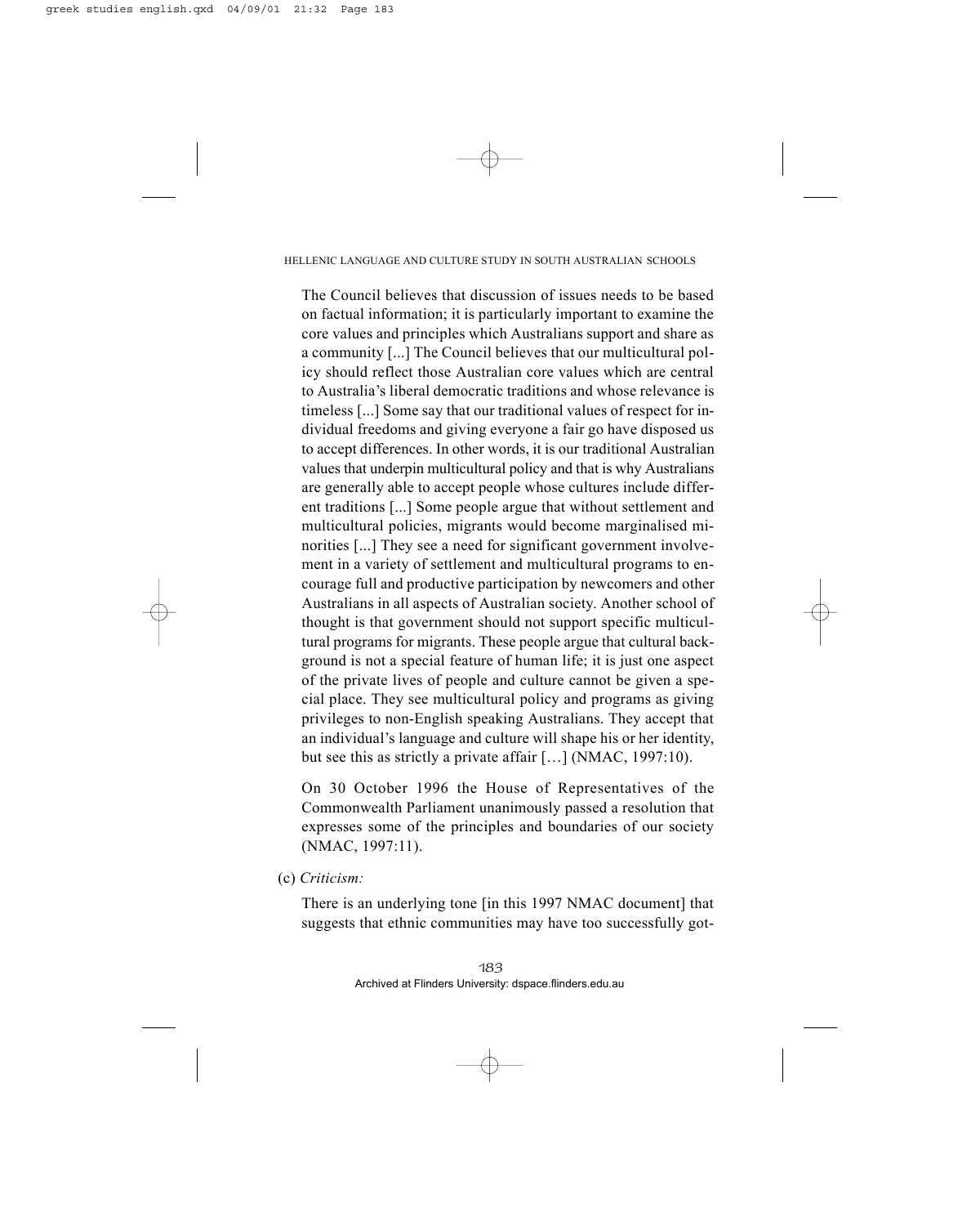The Council believes that discussion of issues needs to be based on factual information; it is particularly important to examine the core values and principles which Australians support and share as a community [...] The Council believes that our multicultural policy should reflect those Australian core values which are central to Australia's liberal democratic traditions and whose relevance is timeless [...] Some say that our traditional values of respect for individual freedoms and giving everyone a fair go have disposed us to accept differences. In other words, it is our traditional Australian values that underpin multicultural policy and that is why Australians are generally able to accept people whose cultures include different traditions [...] Some people argue that without settlement and multicultural policies, migrants would become marginalised minorities [...] They see a need for significant government involvement in a variety of settlement and multicultural programs to encourage full and productive participation by newcomers and other Australians in all aspects of Australian society. Another school of thought is that government should not support specific multicultural programs for migrants. These people argue that cultural background is not a special feature of human life; it is just one aspect of the private lives of people and culture cannot be given a special place. They see multicultural policy and programs as giving privileges to non-English speaking Australians. They accept that an individual's language and culture will shape his or her identity, but see this as strictly a private affair […] (NMAC, 1997:10).

On 30 October 1996 the House of Representatives of the Commonwealth Parliament unanimously passed a resolution that expresses some of the principles and boundaries of our society (NMAC, 1997:11).

(c) *Criticism:*

There is an underlying tone [in this 1997 NMAC document] that suggests that ethnic communities may have too successfully got-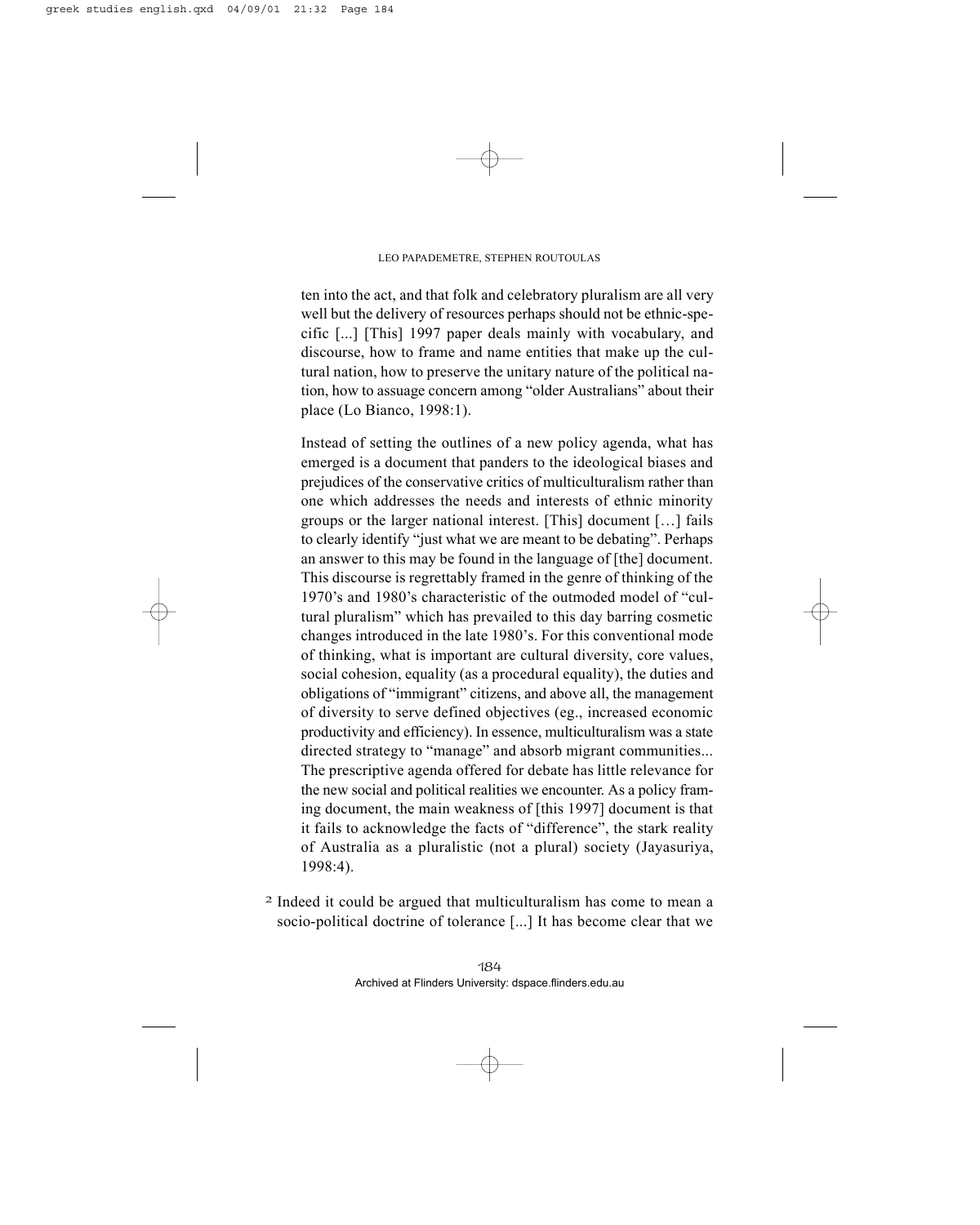ten into the act, and that folk and celebratory pluralism are all very well but the delivery of resources perhaps should not be ethnic-specific [...] [This] 1997 paper deals mainly with vocabulary, and discourse, how to frame and name entities that make up the cultural nation, how to preserve the unitary nature of the political nation, how to assuage concern among "older Australians" about their place (Lo Bianco, 1998:1).

Instead of setting the outlines of a new policy agenda, what has emerged is a document that panders to the ideological biases and prejudices of the conservative critics of multiculturalism rather than one which addresses the needs and interests of ethnic minority groups or the larger national interest. [This] document […] fails to clearly identify "just what we are meant to be debating". Perhaps an answer to this may be found in the language of [the] document. This discourse is regrettably framed in the genre of thinking of the 1970's and 1980's characteristic of the outmoded model of "cultural pluralism" which has prevailed to this day barring cosmetic changes introduced in the late 1980's. For this conventional mode of thinking, what is important are cultural diversity, core values, social cohesion, equality (as a procedural equality), the duties and obligations of "immigrant" citizens, and above all, the management of diversity to serve defined objectives (eg., increased economic productivity and efficiency). In essence, multiculturalism was a state directed strategy to "manage" and absorb migrant communities... The prescriptive agenda offered for debate has little relevance for the new social and political realities we encounter. As a policy framing document, the main weakness of [this 1997] document is that it fails to acknowledge the facts of "difference", the stark reality of Australia as a pluralistic (not a plural) society (Jayasuriya, 1998:4).

[2] Indeed it could be argued that multiculturalism has come to mean a socio-political doctrine of tolerance [...] It has become clear that we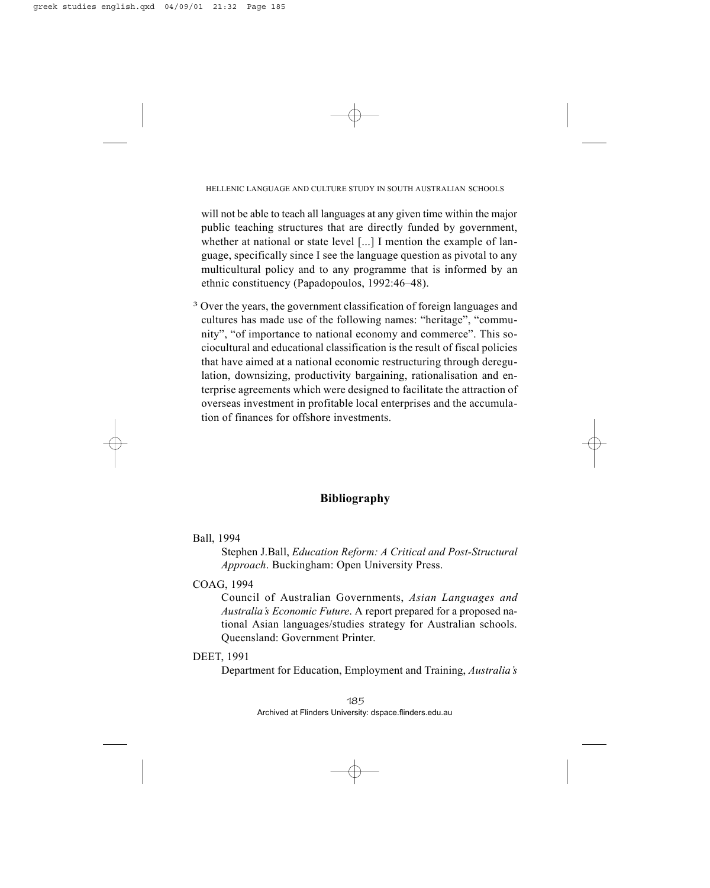will not be able to teach all languages at any given time within the major public teaching structures that are directly funded by government, whether at national or state level [...] I mention the example of language, specifically since I see the language question as pivotal to any multicultural policy and to any programme that is informed by an ethnic constituency (Papadopoulos, 1992:46–48).

[3] Over the years, the government classification of foreign languages and cultures has made use of the following names: "heritage", "community", "of importance to national economy and commerce". This sociocultural and educational classification is the result of fiscal policies that have aimed at a national economic restructuring through deregulation, downsizing, productivity bargaining, rationalisation and enterprise agreements which were designed to facilitate the attraction of overseas investment in profitable local enterprises and the accumulation of finances for offshore investments.

## Bibliography

Ball, 1994

Stephen J.Ball, *Education Reform: A Critical and Post-Structural Approach*. Buckingham: Open University Press.

COAG, 1994

Council of Australian Governments, *Asian Languages and Australia's Economic Future*. A report prepared for a proposed national Asian languages/studies strategy for Australian schools. Queensland: Government Printer.

DEET, 1991

Department for Education, Employment and Training, *Australia's*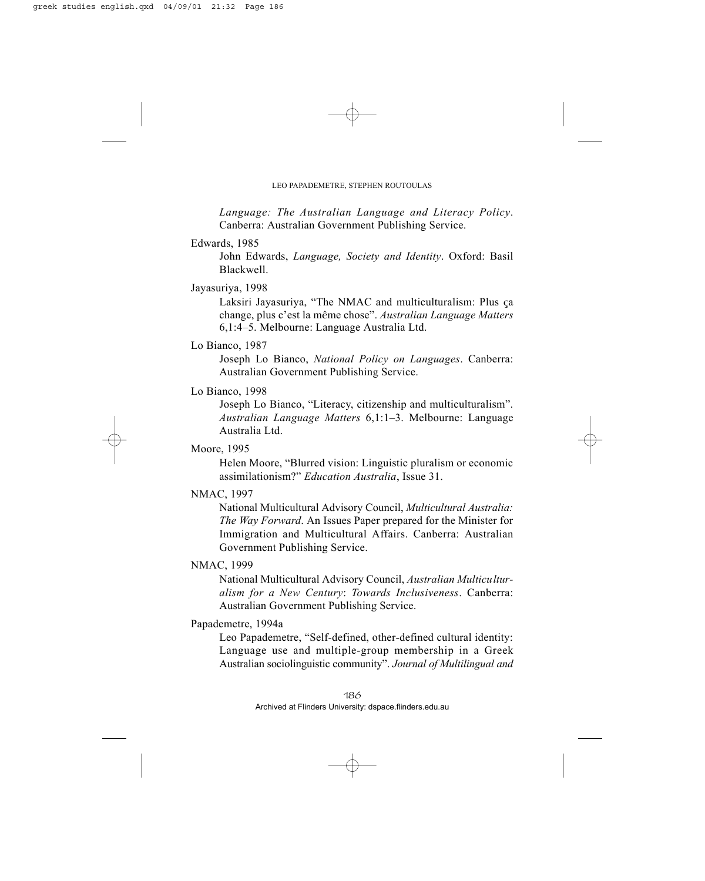*Language: The Australian Language and Literacy Policy*. Canberra: Australian Government Publishing Service.

Edwards, 1985

John Edwards, *Language, Society and Identity*. Oxford: Basil Blackwell.

Jayasuriya, 1998

Laksiri Jayasuriya, "The NMAC and multiculturalism: Plus ça change, plus c'est la même chose". *Australian Language Matters* 6,1:4–5. Melbourne: Language Australia Ltd.

Lo Bianco, 1987

Joseph Lo Bianco, *National Policy on Languages*. Canberra: Australian Government Publishing Service.

Lo Bianco, 1998

Joseph Lo Bianco, "Literacy, citizenship and multiculturalism". *Australian Language Matters* 6,1:1–3. Melbourne: Language Australia Ltd.

Moore, 1995

Helen Moore, "Blurred vision: Linguistic pluralism or economic assimilationism?" *Education Australia*, Issue 31.

NMAC, 1997

National Multicultural Advisory Council, *Multicultural Australia: The Way Forward*. An Issues Paper prepared for the Minister for Immigration and Multicultural Affairs. Canberra: Australian Government Publishing Service.

NMAC, 1999

National Multicultural Advisory Council, *Australian Multiculturalism for a New Century*: *Towards Inclusiveness*. Canberra: Australian Government Publishing Service.

Papademetre, 1994a

Leo Papademetre, "Self-defined, other-defined cultural identity: Language use and multiple-group membership in a Greek Australian sociolinguistic community". *Journal of Multilingual and*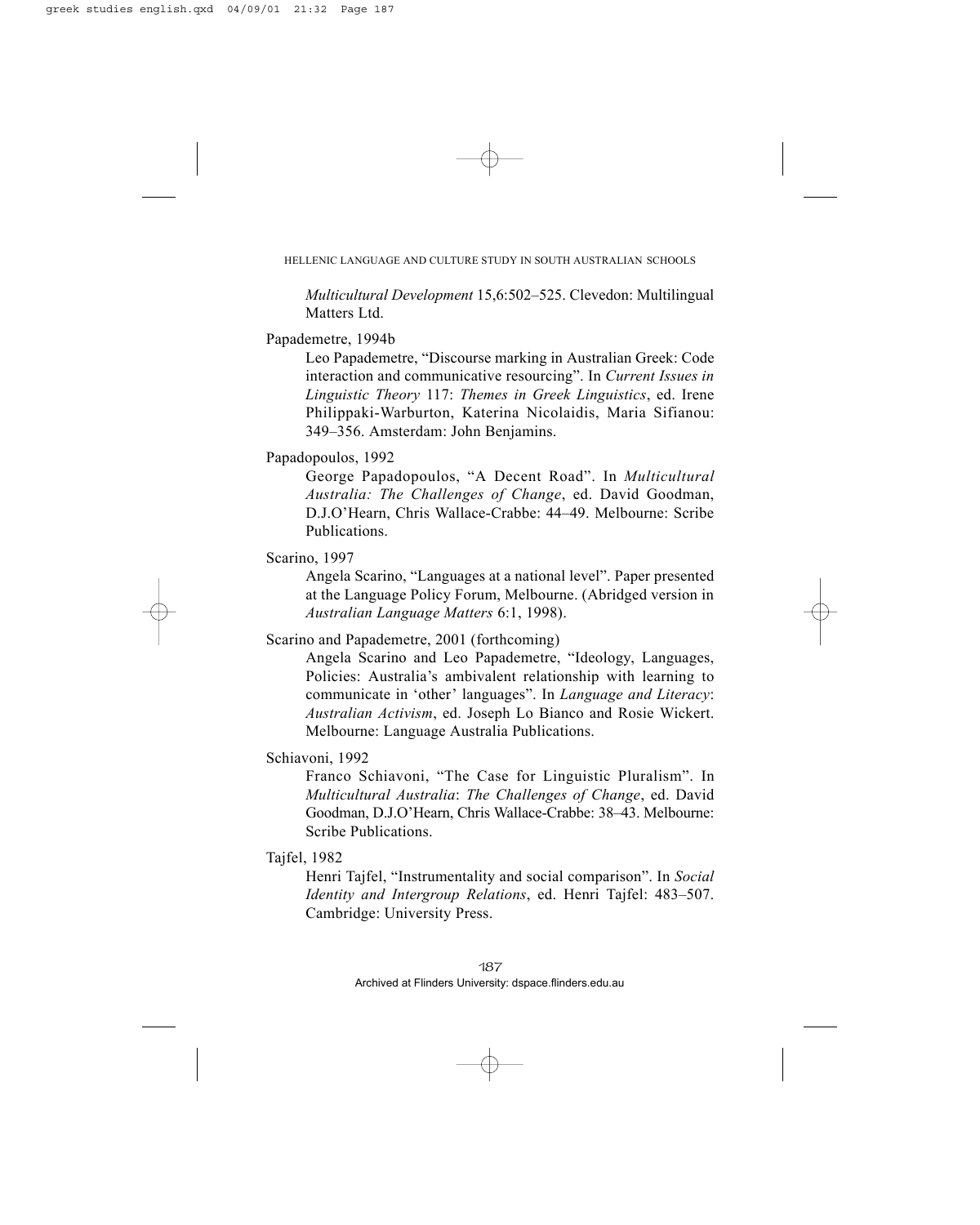*Multicultural Development* 15,6:502–525. Clevedon: Multilingual Matters Ltd.

Papademetre, 1994b

Leo Papademetre, "Discourse marking in Australian Greek: Code interaction and communicative resourcing". In *Current Issues in Linguistic Theory* 117: *Themes in Greek Linguistics*, ed. Irene Philippaki-Warburton, Katerina Nicolaidis, Maria Sifianou: 349–356. Amsterdam: John Benjamins.

Papadopoulos, 1992

George Papadopoulos, "A Decent Road". In *Multicultural Australia: The Challenges of Change*, ed. David Goodman, D.J.O'Hearn, Chris Wallace-Crabbe: 44–49. Melbourne: Scribe Publications.

Scarino, 1997

Angela Scarino, "Languages at a national level". Paper presented at the Language Policy Forum, Melbourne. (Abridged version in *Australian Language Matters* 6:1, 1998).

Scarino and Papademetre, 2001 (forthcoming)

Angela Scarino and Leo Papademetre, "Ideology, Languages, Policies: Australia's ambivalent relationship with learning to communicate in 'other' languages". In *Language and Literacy*: *Australian Activism*, ed. Joseph Lo Bianco and Rosie Wickert. Melbourne: Language Australia Publications.

Schiavoni, 1992

Franco Schiavoni, "The Case for Linguistic Pluralism". In *Multicultural Australia*: *The Challenges of Change*, ed. David Goodman, D.J.O'Hearn, Chris Wallace-Crabbe: 38–43. Melbourne: Scribe Publications.

Tajfel, 1982

Henri Tajfel, "Instrumentality and social comparison". In *Social Identity and Intergroup Relations*, ed. Henri Tajfel: 483–507. Cambridge: University Press.